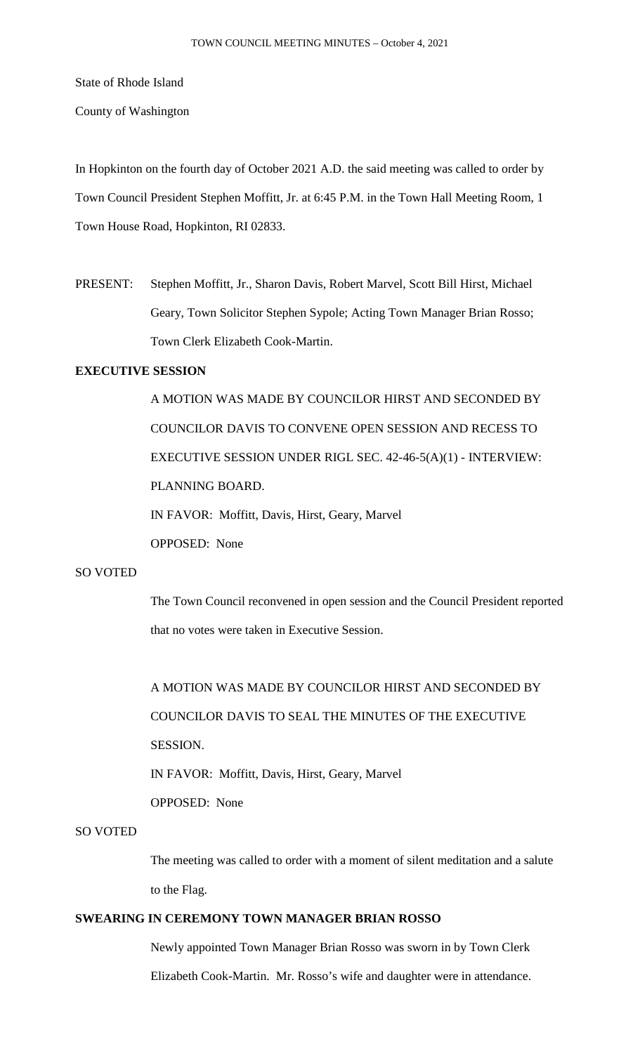State of Rhode Island

County of Washington

In Hopkinton on the fourth day of October 2021 A.D. the said meeting was called to order by Town Council President Stephen Moffitt, Jr. at 6:45 P.M. in the Town Hall Meeting Room, 1 Town House Road, Hopkinton, RI 02833.

PRESENT: Stephen Moffitt, Jr., Sharon Davis, Robert Marvel, Scott Bill Hirst, Michael Geary, Town Solicitor Stephen Sypole; Acting Town Manager Brian Rosso; Town Clerk Elizabeth Cook-Martin.

**EXECUTIVE SESSION**

A MOTION WAS MADE BY COUNCILOR HIRST AND SECONDED BY COUNCILOR DAVIS TO CONVENE OPEN SESSION AND RECESS TO EXECUTIVE SESSION UNDER RIGL SEC. 42-46-5(A)(1) - INTERVIEW: PLANNING BOARD.

IN FAVOR: Moffitt, Davis, Hirst, Geary, Marvel

OPPOSED: None

SO VOTED

The Town Council reconvened in open session and the Council President reported that no votes were taken in Executive Session.

A MOTION WAS MADE BY COUNCILOR HIRST AND SECONDED BY COUNCILOR DAVIS TO SEAL THE MINUTES OF THE EXECUTIVE SESSION.

IN FAVOR: Moffitt, Davis, Hirst, Geary, Marvel

OPPOSED: None

SO VOTED

The meeting was called to order with a moment of silent meditation and a salute to the Flag.

**SWEARING IN CEREMONY TOWN MANAGER BRIAN ROSSO**

Newly appointed Town Manager Brian Rosso was sworn in by Town Clerk Elizabeth Cook-Martin. Mr. Rosso's wife and daughter were in attendance.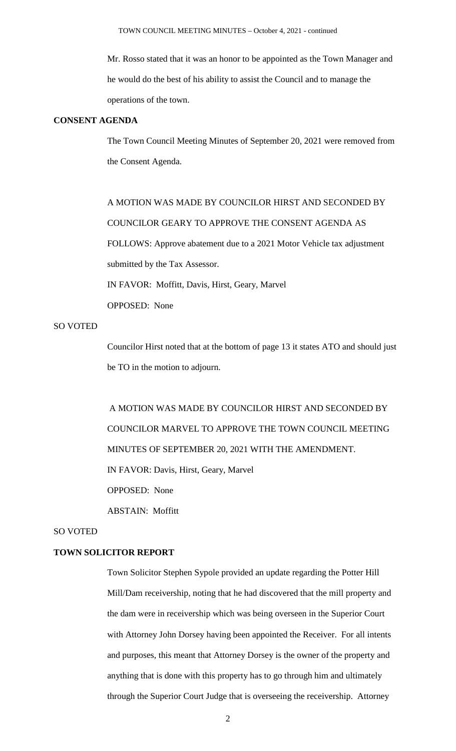Mr. Rosso stated that it was an honor to be appointed as the Town Manager and he would do the best of his ability to assist the Council and to manage the operations of the town.

**CONSENT AGENDA**

The Town Council Meeting Minutes of September 20, 2021 were removed from the Consent Agenda.

A MOTION WAS MADE BY COUNCILOR HIRST AND SECONDED BY COUNCILOR GEARY TO APPROVE THE CONSENT AGENDA AS FOLLOWS: Approve abatement due to a 2021 Motor Vehicle tax adjustment submitted by the Tax Assessor.

IN FAVOR: Moffitt, Davis, Hirst, Geary, Marvel

OPPOSED: None

SO VOTED

Councilor Hirst noted that at the bottom of page 13 it states ATO and should just be TO in the motion to adjourn.

A MOTION WAS MADE BY COUNCILOR HIRST AND SECONDED BY COUNCILOR MARVEL TO APPROVE THE TOWN COUNCIL MEETING MINUTES OF SEPTEMBER 20, 2021 WITH THE AMENDMENT.

IN FAVOR: Davis, Hirst, Geary, Marvel

OPPOSED: None

ABSTAIN: Moffitt

SO VOTED

**TOWN SOLICITOR REPORT**

Town Solicitor Stephen Sypole provided an update regarding the Potter Hill Mill/Dam receivership, noting that he had discovered that the mill property and the dam were in receivership which was being overseen in the Superior Court with Attorney John Dorsey having been appointed the Receiver. For all intents and purposes, this meant that Attorney Dorsey is the owner of the property and anything that is done with this property has to go through him and ultimately through the Superior Court Judge that is overseeing the receivership. Attorney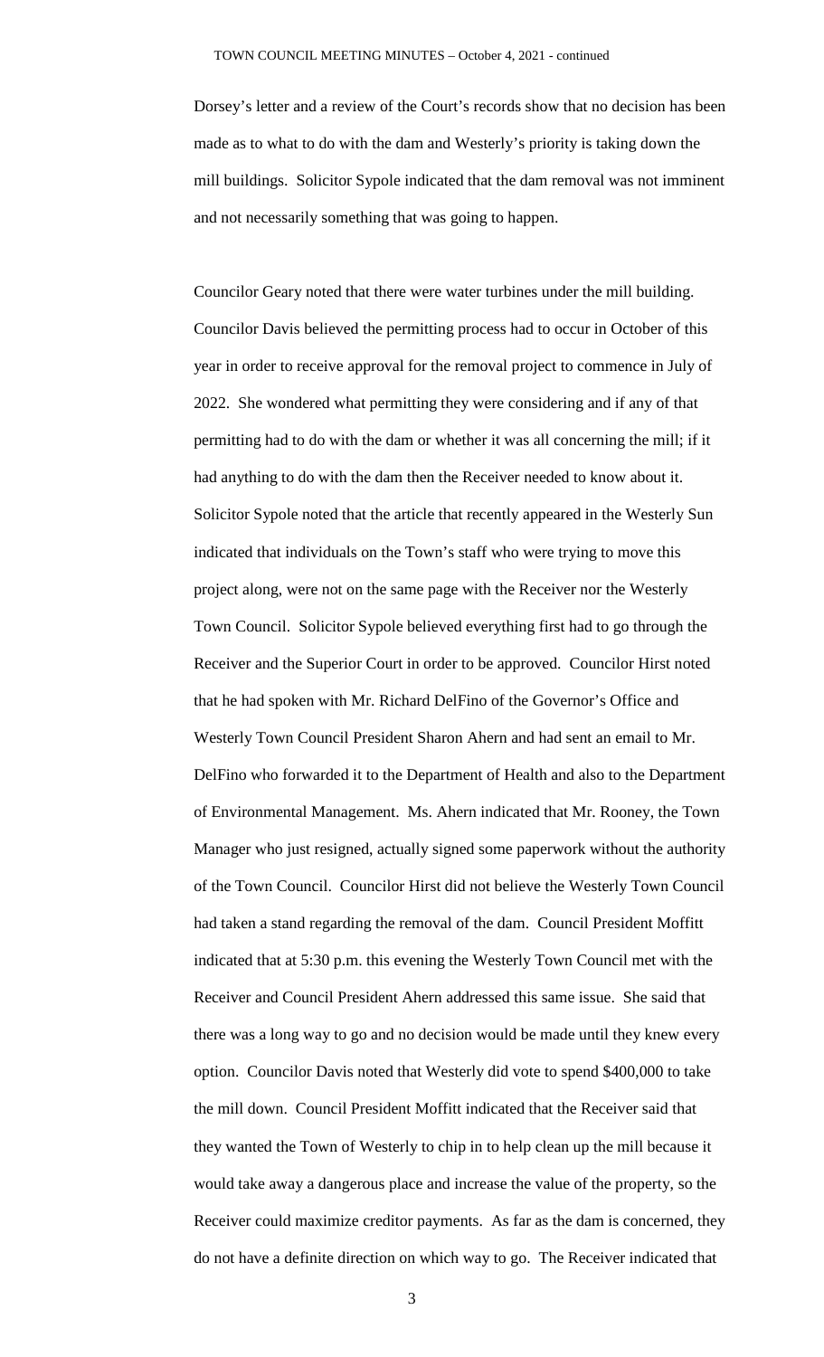Dorsey's letter and a review of the Court's records show that no decision has been made as to what to do with the dam and Westerly's priority is taking down the mill buildings. Solicitor Sypole indicated that the dam removal was not imminent and not necessarily something that was going to happen.

Councilor Geary noted that there were water turbines under the mill building. Councilor Davis believed the permitting process had to occur in October of this year in order to receive approval for the removal project to commence in July of 2022. She wondered what permitting they were considering and if any of that permitting had to do with the dam or whether it was all concerning the mill; if it had anything to do with the dam then the Receiver needed to know about it. Solicitor Sypole noted that the article that recently appeared in the Westerly Sun indicated that individuals on the Town's staff who were trying to move this project along, were not on the same page with the Receiver nor the Westerly Town Council. Solicitor Sypole believed everything first had to go through the Receiver and the Superior Court in order to be approved. Councilor Hirst noted that he had spoken with Mr. Richard DelFino of the Governor's Office and Westerly Town Council President Sharon Ahern and had sent an email to Mr. DelFino who forwarded it to the Department of Health and also to the Department of Environmental Management. Ms. Ahern indicated that Mr. Rooney, the Town Manager who just resigned, actually signed some paperwork without the authority of the Town Council. Councilor Hirst did not believe the Westerly Town Council had taken a stand regarding the removal of the dam. Council President Moffitt indicated that at 5:30 p.m. this evening the Westerly Town Council met with the Receiver and Council President Ahern addressed this same issue. She said that there was a long way to go and no decision would be made until they knew every option. Councilor Davis noted that Westerly did vote to spend $400,000 to take the mill down. Council President Moffitt indicated that the Receiver said that they wanted the Town of Westerly to chip in to help clean up the mill because it would take away a dangerous place and increase the value of the property, so the Receiver could maximize creditor payments. As far as the dam is concerned, they do not have a definite direction on which way to go. The Receiver indicated that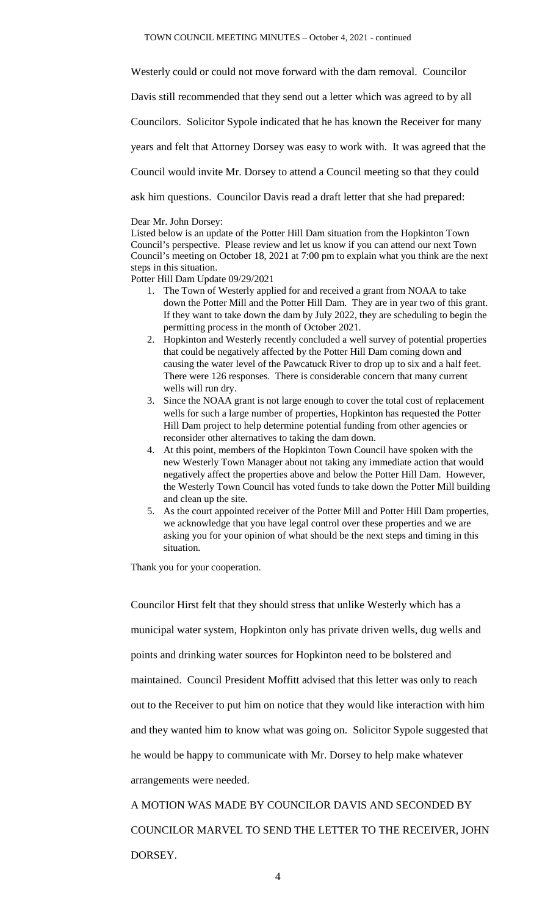Westerly could or could not move forward with the dam removal. Councilor Davis still recommended that they send out a letter which was agreed to by all Councilors. Solicitor Sypole indicated that he has known the Receiver for many years and felt that Attorney Dorsey was easy to work with. It was agreed that the Council would invite Mr. Dorsey to attend a Council meeting so that they could ask him questions. Councilor Davis read a draft letter that she had prepared:

Dear Mr. John Dorsey:

Listed below is an update of the Potter Hill Dam situation from the Hopkinton Town Council's perspective. Please review and let us know if you can attend our next Town Council's meeting on October 18, 2021 at 7:00 pm to explain what you think are the next steps in this situation.

Potter Hill Dam Update 09/29/2021

1. The Town of Westerly applied for and received a grant from NOAA to take down the Potter Mill and the Potter Hill Dam. They are in year two of this grant. If they want to take down the dam by July 2022, they are scheduling to begin the permitting process in the month of October 2021.
2. Hopkinton and Westerly recently concluded a well survey of potential properties that could be negatively affected by the Potter Hill Dam coming down and causing the water level of the Pawcatuck River to drop up to six and a half feet. There were 126 responses. There is considerable concern that many current wells will run dry.
3. Since the NOAA grant is not large enough to cover the total cost of replacement wells for such a large number of properties, Hopkinton has requested the Potter Hill Dam project to help determine potential funding from other agencies or reconsider other alternatives to taking the dam down.
4. At this point, members of the Hopkinton Town Council have spoken with the new Westerly Town Manager about not taking any immediate action that would negatively affect the properties above and below the Potter Hill Dam. However, the Westerly Town Council has voted funds to take down the Potter Mill building and clean up the site.
5. As the court appointed receiver of the Potter Mill and Potter Hill Dam properties, we acknowledge that you have legal control over these properties and we are asking you for your opinion of what should be the next steps and timing in this situation.

Thank you for your cooperation.

Councilor Hirst felt that they should stress that unlike Westerly which has a municipal water system, Hopkinton only has private driven wells, dug wells and points and drinking water sources for Hopkinton need to be bolstered and maintained. Council President Moffitt advised that this letter was only to reach out to the Receiver to put him on notice that they would like interaction with him and they wanted him to know what was going on. Solicitor Sypole suggested that he would be happy to communicate with Mr. Dorsey to help make whatever arrangements were needed.

A MOTION WAS MADE BY COUNCILOR DAVIS AND SECONDED BY COUNCILOR MARVEL TO SEND THE LETTER TO THE RECEIVER, JOHN DORSEY.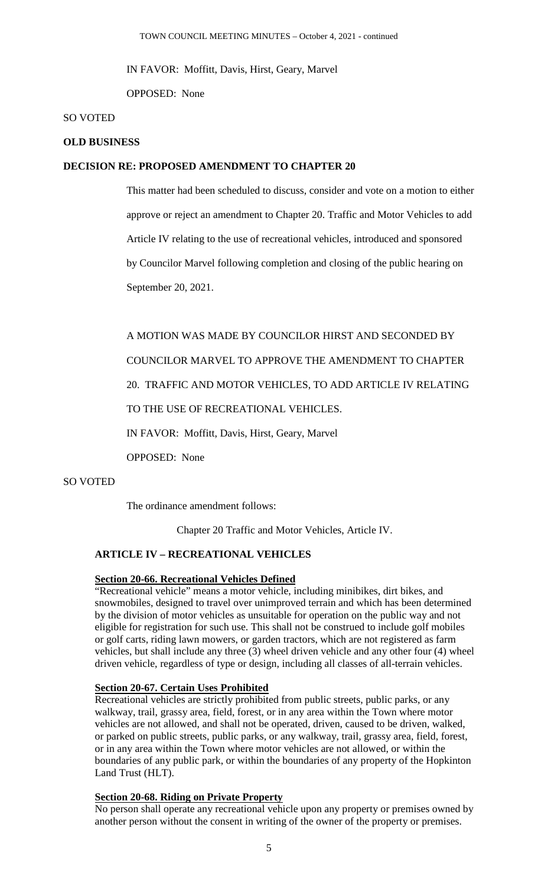IN FAVOR: Moffitt, Davis, Hirst, Geary, Marvel

OPPOSED: None

SO VOTED

**OLD BUSINESS**

**DECISION RE: PROPOSED AMENDMENT TO CHAPTER 20**

This matter had been scheduled to discuss, consider and vote on a motion to either approve or reject an amendment to Chapter 20. Traffic and Motor Vehicles to add Article IV relating to the use of recreational vehicles, introduced and sponsored by Councilor Marvel following completion and closing of the public hearing on September 20, 2021.

A MOTION WAS MADE BY COUNCILOR HIRST AND SECONDED BY COUNCILOR MARVEL TO APPROVE THE AMENDMENT TO CHAPTER 20. TRAFFIC AND MOTOR VEHICLES, TO ADD ARTICLE IV RELATING TO THE USE OF RECREATIONAL VEHICLES.

IN FAVOR: Moffitt, Davis, Hirst, Geary, Marvel

OPPOSED: None

SO VOTED

The ordinance amendment follows:

Chapter 20 Traffic and Motor Vehicles, Article IV.

**ARTICLE IV – RECREATIONAL VEHICLES**

**Section 20-66. Recreational Vehicles Defined**

"Recreational vehicle" means a motor vehicle, including minibikes, dirt bikes, and snowmobiles, designed to travel over unimproved terrain and which has been determined by the division of motor vehicles as unsuitable for operation on the public way and not eligible for registration for such use. This shall not be construed to include golf mobiles or golf carts, riding lawn mowers, or garden tractors, which are not registered as farm vehicles, but shall include any three (3) wheel driven vehicle and any other four (4) wheel driven vehicle, regardless of type or design, including all classes of all-terrain vehicles.

**Section 20-67. Certain Uses Prohibited**

Recreational vehicles are strictly prohibited from public streets, public parks, or any walkway, trail, grassy area, field, forest, or in any area within the Town where motor vehicles are not allowed, and shall not be operated, driven, caused to be driven, walked, or parked on public streets, public parks, or any walkway, trail, grassy area, field, forest, or in any area within the Town where motor vehicles are not allowed, or within the boundaries of any public park, or within the boundaries of any property of the Hopkinton Land Trust (HLT).

**Section 20-68. Riding on Private Property**

No person shall operate any recreational vehicle upon any property or premises owned by another person without the consent in writing of the owner of the property or premises.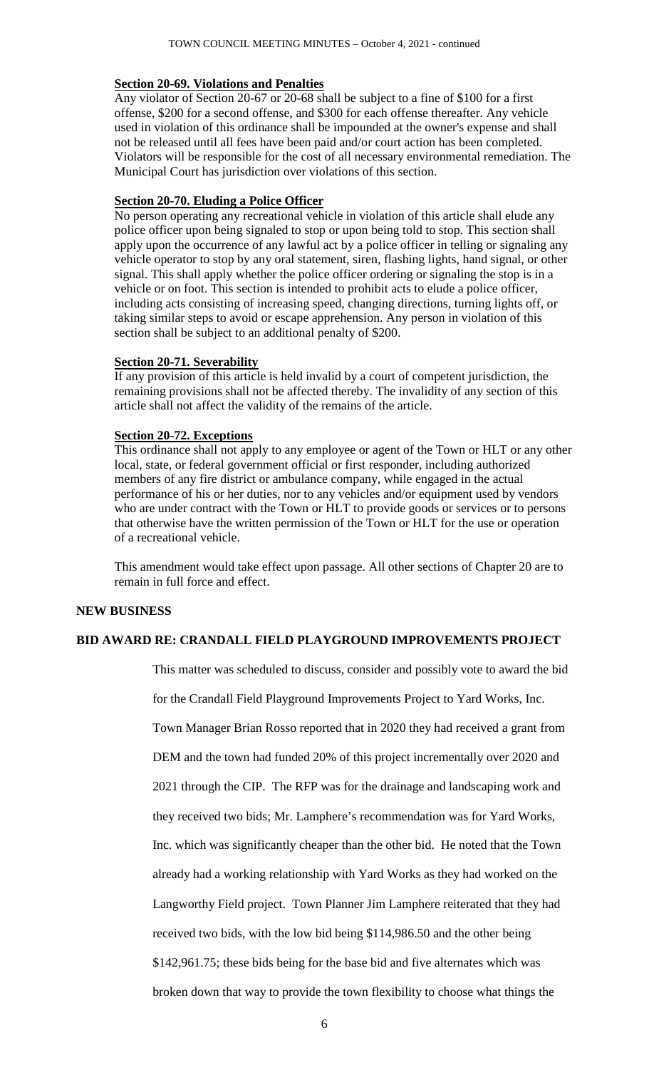**Section 20-69. Violations and Penalties**

Any violator of Section 20-67 or 20-68 shall be subject to a fine of $100 for a first offense, $200 for a second offense, and $300 for each offense thereafter. Any vehicle used in violation of this ordinance shall be impounded at the owner's expense and shall not be released until all fees have been paid and/or court action has been completed. Violators will be responsible for the cost of all necessary environmental remediation. The Municipal Court has jurisdiction over violations of this section.

**Section 20-70. Eluding a Police Officer**

No person operating any recreational vehicle in violation of this article shall elude any police officer upon being signaled to stop or upon being told to stop. This section shall apply upon the occurrence of any lawful act by a police officer in telling or signaling any vehicle operator to stop by any oral statement, siren, flashing lights, hand signal, or other signal. This shall apply whether the police officer ordering or signaling the stop is in a vehicle or on foot. This section is intended to prohibit acts to elude a police officer, including acts consisting of increasing speed, changing directions, turning lights off, or taking similar steps to avoid or escape apprehension. Any person in violation of this section shall be subject to an additional penalty of $200.

**Section 20-71. Severability**

If any provision of this article is held invalid by a court of competent jurisdiction, the remaining provisions shall not be affected thereby. The invalidity of any section of this article shall not affect the validity of the remains of the article.

**Section 20-72. Exceptions**

This ordinance shall not apply to any employee or agent of the Town or HLT or any other local, state, or federal government official or first responder, including authorized members of any fire district or ambulance company, while engaged in the actual performance of his or her duties, nor to any vehicles and/or equipment used by vendors who are under contract with the Town or HLT to provide goods or services or to persons that otherwise have the written permission of the Town or HLT for the use or operation of a recreational vehicle.

This amendment would take effect upon passage. All other sections of Chapter 20 are to remain in full force and effect.

**NEW BUSINESS**

**BID AWARD RE: CRANDALL FIELD PLAYGROUND IMPROVEMENTS PROJECT**

This matter was scheduled to discuss, consider and possibly vote to award the bid for the Crandall Field Playground Improvements Project to Yard Works, Inc. Town Manager Brian Rosso reported that in 2020 they had received a grant from DEM and the town had funded 20% of this project incrementally over 2020 and 2021 through the CIP. The RFP was for the drainage and landscaping work and they received two bids; Mr. Lamphere's recommendation was for Yard Works, Inc. which was significantly cheaper than the other bid. He noted that the Town already had a working relationship with Yard Works as they had worked on the Langworthy Field project. Town Planner Jim Lamphere reiterated that they had received two bids, with the low bid being $114,986.50 and the other being $142,961.75; these bids being for the base bid and five alternates which was broken down that way to provide the town flexibility to choose what things the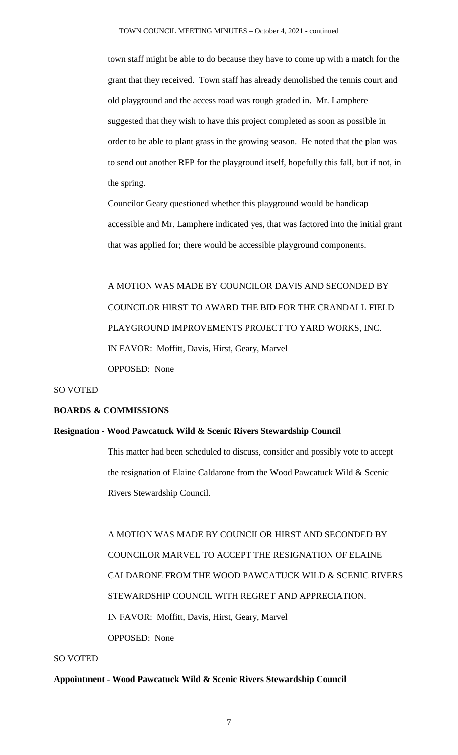town staff might be able to do because they have to come up with a match for the grant that they received. Town staff has already demolished the tennis court and old playground and the access road was rough graded in. Mr. Lamphere suggested that they wish to have this project completed as soon as possible in order to be able to plant grass in the growing season. He noted that the plan was to send out another RFP for the playground itself, hopefully this fall, but if not, in the spring.

Councilor Geary questioned whether this playground would be handicap accessible and Mr. Lamphere indicated yes, that was factored into the initial grant that was applied for; there would be accessible playground components.

A MOTION WAS MADE BY COUNCILOR DAVIS AND SECONDED BY COUNCILOR HIRST TO AWARD THE BID FOR THE CRANDALL FIELD PLAYGROUND IMPROVEMENTS PROJECT TO YARD WORKS, INC.

IN FAVOR: Moffitt, Davis, Hirst, Geary, Marvel

OPPOSED: None

SO VOTED

**BOARDS & COMMISSIONS**

**Resignation - Wood Pawcatuck Wild & Scenic Rivers Stewardship Council**

This matter had been scheduled to discuss, consider and possibly vote to accept the resignation of Elaine Caldarone from the Wood Pawcatuck Wild & Scenic Rivers Stewardship Council.

A MOTION WAS MADE BY COUNCILOR HIRST AND SECONDED BY COUNCILOR MARVEL TO ACCEPT THE RESIGNATION OF ELAINE CALDARONE FROM THE WOOD PAWCATUCK WILD & SCENIC RIVERS STEWARDSHIP COUNCIL WITH REGRET AND APPRECIATION.

IN FAVOR: Moffitt, Davis, Hirst, Geary, Marvel

OPPOSED: None

SO VOTED

**Appointment - Wood Pawcatuck Wild & Scenic Rivers Stewardship Council**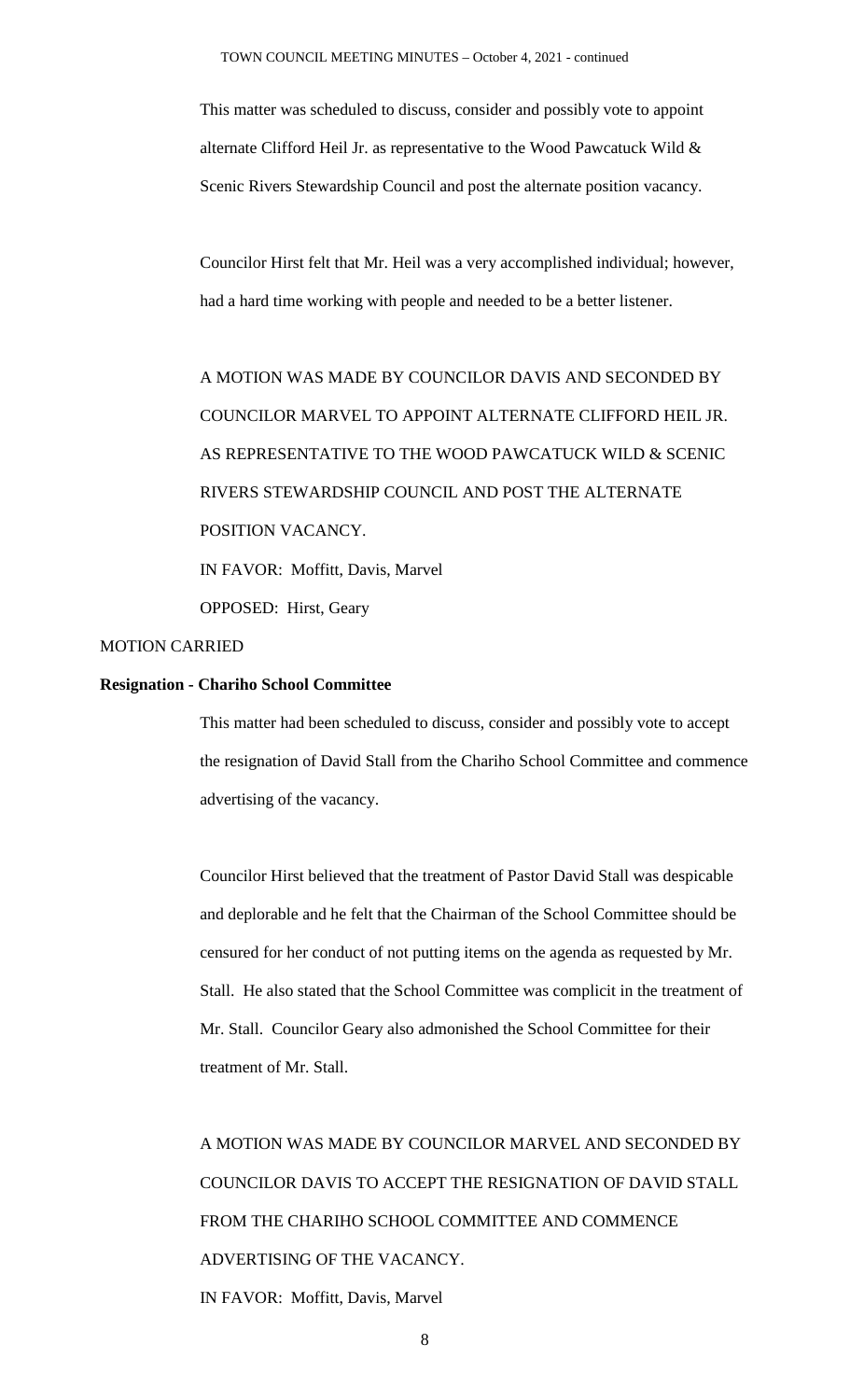This matter was scheduled to discuss, consider and possibly vote to appoint alternate Clifford Heil Jr. as representative to the Wood Pawcatuck Wild & Scenic Rivers Stewardship Council and post the alternate position vacancy.

Councilor Hirst felt that Mr. Heil was a very accomplished individual; however, had a hard time working with people and needed to be a better listener.

A MOTION WAS MADE BY COUNCILOR DAVIS AND SECONDED BY COUNCILOR MARVEL TO APPOINT ALTERNATE CLIFFORD HEIL JR. AS REPRESENTATIVE TO THE WOOD PAWCATUCK WILD & SCENIC RIVERS STEWARDSHIP COUNCIL AND POST THE ALTERNATE POSITION VACANCY.

IN FAVOR: Moffitt, Davis, Marvel

OPPOSED: Hirst, Geary

MOTION CARRIED

**Resignation - Chariho School Committee**

This matter had been scheduled to discuss, consider and possibly vote to accept the resignation of David Stall from the Chariho School Committee and commence advertising of the vacancy.

Councilor Hirst believed that the treatment of Pastor David Stall was despicable and deplorable and he felt that the Chairman of the School Committee should be censured for her conduct of not putting items on the agenda as requested by Mr. Stall. He also stated that the School Committee was complicit in the treatment of Mr. Stall. Councilor Geary also admonished the School Committee for their treatment of Mr. Stall.

A MOTION WAS MADE BY COUNCILOR MARVEL AND SECONDED BY COUNCILOR DAVIS TO ACCEPT THE RESIGNATION OF DAVID STALL FROM THE CHARIHO SCHOOL COMMITTEE AND COMMENCE ADVERTISING OF THE VACANCY.

IN FAVOR: Moffitt, Davis, Marvel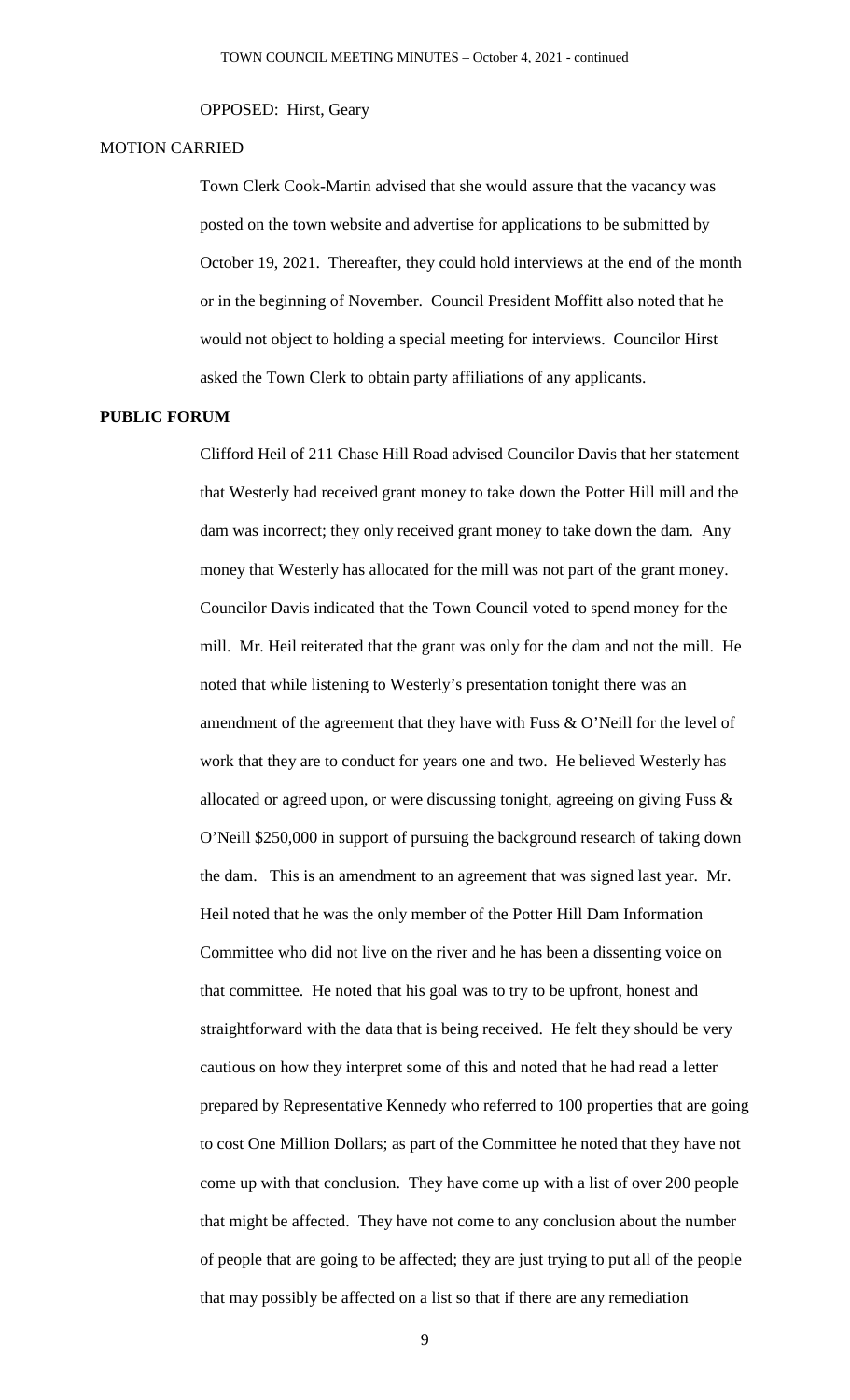OPPOSED: Hirst, Geary

MOTION CARRIED

Town Clerk Cook-Martin advised that she would assure that the vacancy was posted on the town website and advertise for applications to be submitted by October 19, 2021. Thereafter, they could hold interviews at the end of the month or in the beginning of November. Council President Moffitt also noted that he would not object to holding a special meeting for interviews. Councilor Hirst asked the Town Clerk to obtain party affiliations of any applicants.

**PUBLIC FORUM**

Clifford Heil of 211 Chase Hill Road advised Councilor Davis that her statement that Westerly had received grant money to take down the Potter Hill mill and the dam was incorrect; they only received grant money to take down the dam. Any money that Westerly has allocated for the mill was not part of the grant money. Councilor Davis indicated that the Town Council voted to spend money for the mill. Mr. Heil reiterated that the grant was only for the dam and not the mill. He noted that while listening to Westerly's presentation tonight there was an amendment of the agreement that they have with Fuss & O'Neill for the level of work that they are to conduct for years one and two. He believed Westerly has allocated or agreed upon, or were discussing tonight, agreeing on giving Fuss & O'Neill $250,000 in support of pursuing the background research of taking down the dam. This is an amendment to an agreement that was signed last year. Mr. Heil noted that he was the only member of the Potter Hill Dam Information Committee who did not live on the river and he has been a dissenting voice on that committee. He noted that his goal was to try to be upfront, honest and straightforward with the data that is being received. He felt they should be very cautious on how they interpret some of this and noted that he had read a letter prepared by Representative Kennedy who referred to 100 properties that are going to cost One Million Dollars; as part of the Committee he noted that they have not come up with that conclusion. They have come up with a list of over 200 people that might be affected. They have not come to any conclusion about the number of people that are going to be affected; they are just trying to put all of the people that may possibly be affected on a list so that if there are any remediation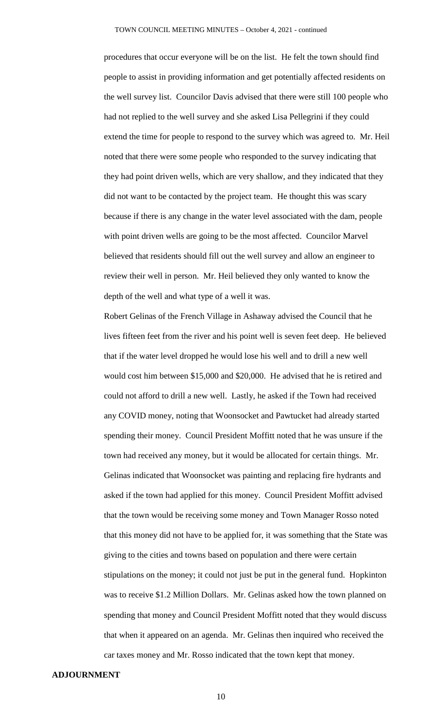procedures that occur everyone will be on the list. He felt the town should find people to assist in providing information and get potentially affected residents on the well survey list. Councilor Davis advised that there were still 100 people who had not replied to the well survey and she asked Lisa Pellegrini if they could extend the time for people to respond to the survey which was agreed to. Mr. Heil noted that there were some people who responded to the survey indicating that they had point driven wells, which are very shallow, and they indicated that they did not want to be contacted by the project team. He thought this was scary because if there is any change in the water level associated with the dam, people with point driven wells are going to be the most affected. Councilor Marvel believed that residents should fill out the well survey and allow an engineer to review their well in person. Mr. Heil believed they only wanted to know the depth of the well and what type of a well it was.

Robert Gelinas of the French Village in Ashaway advised the Council that he lives fifteen feet from the river and his point well is seven feet deep. He believed that if the water level dropped he would lose his well and to drill a new well would cost him between $15,000 and $20,000. He advised that he is retired and could not afford to drill a new well. Lastly, he asked if the Town had received any COVID money, noting that Woonsocket and Pawtucket had already started spending their money. Council President Moffitt noted that he was unsure if the town had received any money, but it would be allocated for certain things. Mr. Gelinas indicated that Woonsocket was painting and replacing fire hydrants and asked if the town had applied for this money. Council President Moffitt advised that the town would be receiving some money and Town Manager Rosso noted that this money did not have to be applied for, it was something that the State was giving to the cities and towns based on population and there were certain stipulations on the money; it could not just be put in the general fund. Hopkinton was to receive $1.2 Million Dollars. Mr. Gelinas asked how the town planned on spending that money and Council President Moffitt noted that they would discuss that when it appeared on an agenda. Mr. Gelinas then inquired who received the car taxes money and Mr. Rosso indicated that the town kept that money.

**ADJOURNMENT**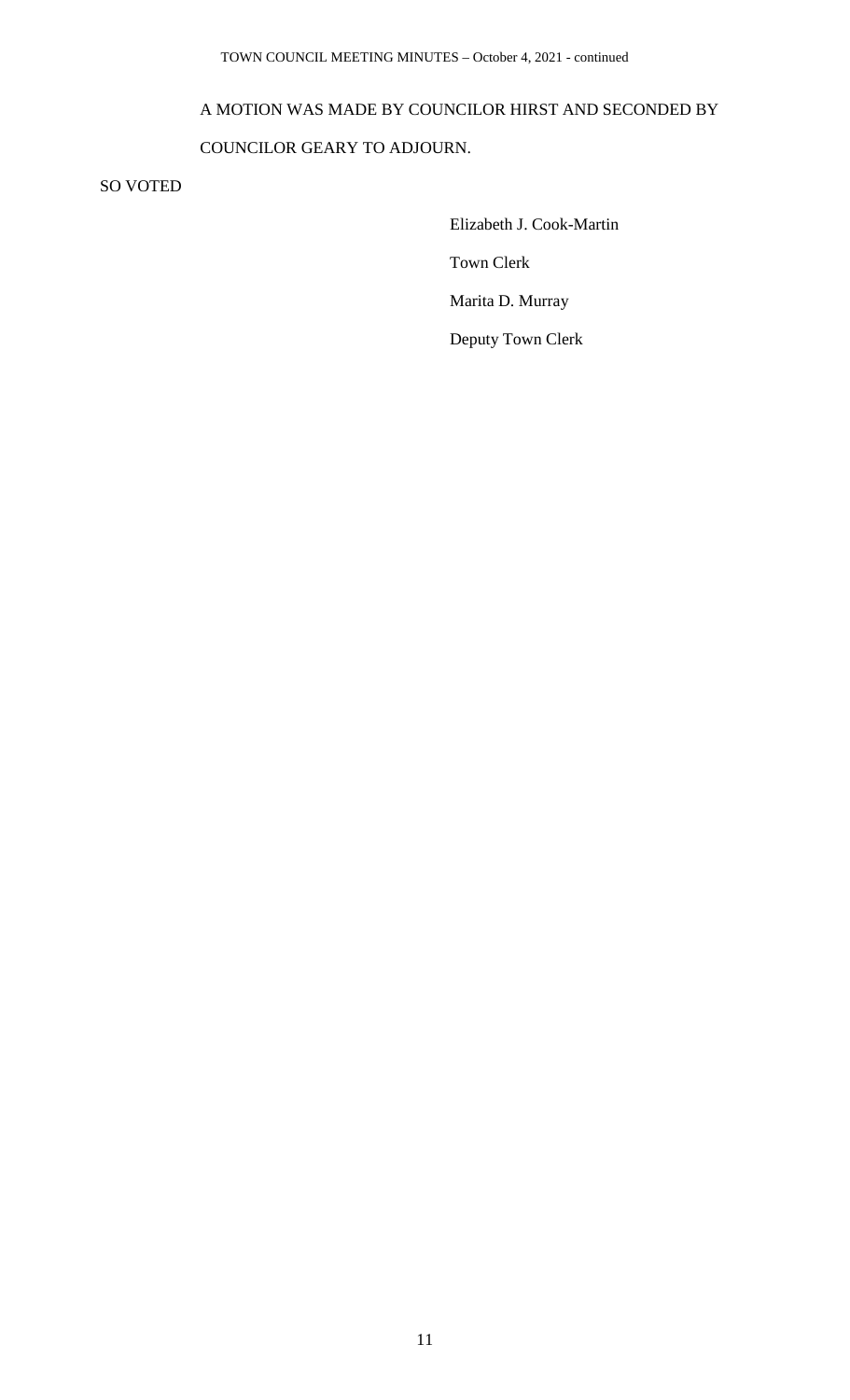A MOTION WAS MADE BY COUNCILOR HIRST AND SECONDED BY COUNCILOR GEARY TO ADJOURN.

SO VOTED

Elizabeth J. Cook-Martin

Town Clerk

Marita D. Murray

Deputy Town Clerk